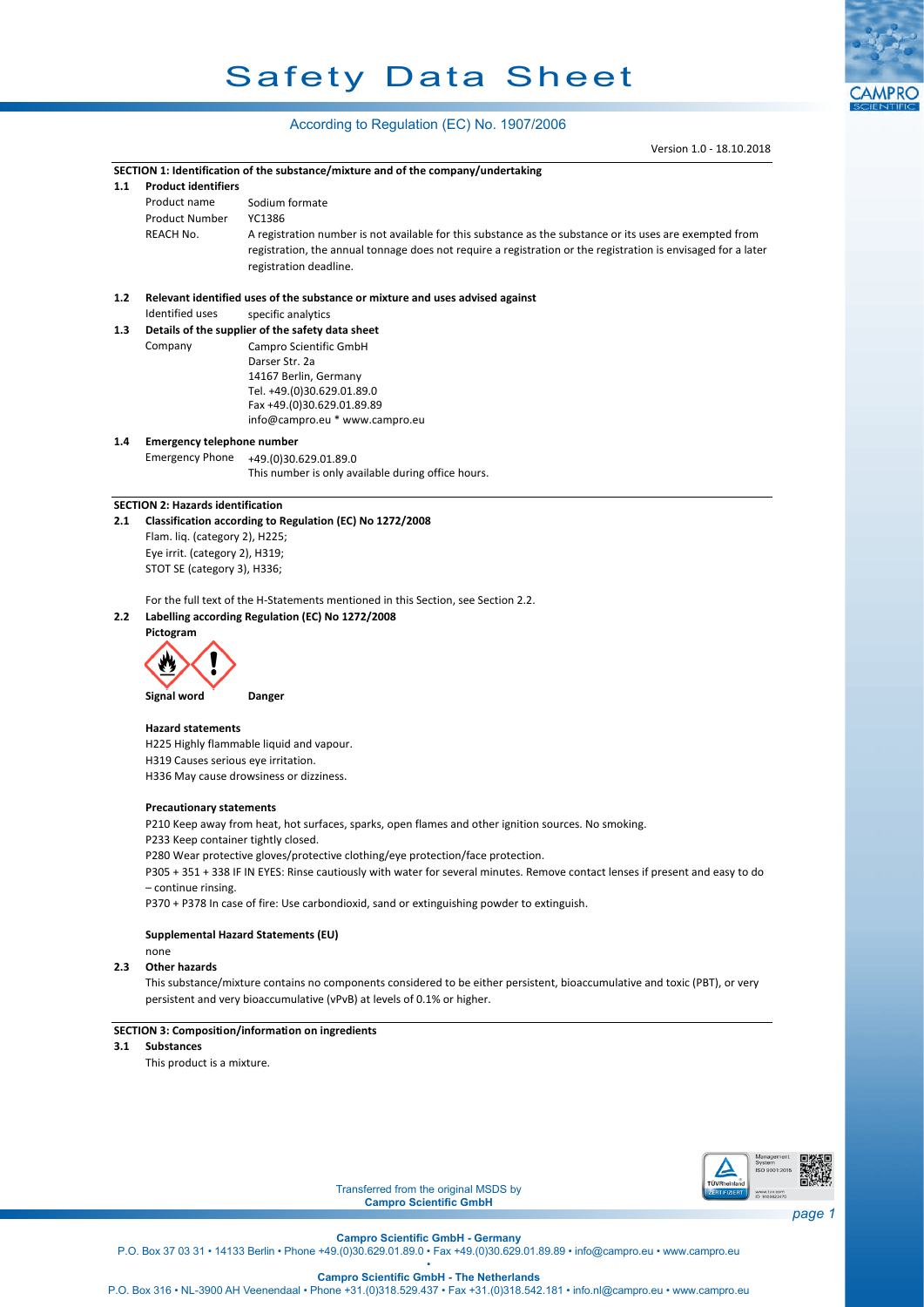# Safety Data Sheet

According to Regulation (EC) No. 1907/2006

Version 1.0 - 18.10.2018

## SECTION 1: Identification of the substance/mixture and of the company/undertaking

### 1.1 Product identifiers

| | |
|---|---|
| Product name | Sodium formate |
| Product Number | YC1386 |
| REACH No. | A registration number is not available for this substance as the substance or its uses are exempted from registration, the annual tonnage does not require a registration or the registration is envisaged for a later registration deadline. |

### 1.2 Relevant identified uses of the substance or mixture and uses advised against

Identified uses specific analytics

### 1.3 Details of the supplier of the safety data sheet

Company Campro Scientific GmbH
Darser Str. 2a
14167 Berlin, Germany
Tel. +49.(0)30.629.01.89.0
Fax +49.(0)30.629.01.89.89
info@campro.eu * www.campro.eu

### 1.4 Emergency telephone number

Emergency Phone +49.(0)30.629.01.89.0
This number is only available during office hours.

## SECTION 2: Hazards identification

### 2.1 Classification according to Regulation (EC) No 1272/2008

Flam. liq. (category 2), H225;
Eye irrit. (category 2), H319;
STOT SE (category 3), H336;

For the full text of the H-Statements mentioned in this Section, see Section 2.2.

### 2.2 Labelling according Regulation (EC) No 1272/2008

**Pictogram**

**Signal word** **Danger**

**Hazard statements**

H225 Highly flammable liquid and vapour.
H319 Causes serious eye irritation.
H336 May cause drowsiness or dizziness.

**Precautionary statements**

P210 Keep away from heat, hot surfaces, sparks, open flames and other ignition sources. No smoking.
P233 Keep container tightly closed.
P280 Wear protective gloves/protective clothing/eye protection/face protection.
P305 + 351 + 338 IF IN EYES: Rinse cautiously with water for several minutes. Remove contact lenses if present and easy to do – continue rinsing.
P370 + P378 In case of fire: Use carbondioxid, sand or extinguishing powder to extinguish.

**Supplemental Hazard Statements (EU)**

none

### 2.3 Other hazards

This substance/mixture contains no components considered to be either persistent, bioaccumulative and toxic (PBT), or very persistent and very bioaccumulative (vPvB) at levels of 0.1% or higher.

## SECTION 3: Composition/information on ingredients

### 3.1 Substances

This product is a mixture.

Transferred from the original MSDS by **Campro Scientific GmbH**

**Campro Scientific GmbH - Germany**
P.O. Box 37 03 31 • 14133 Berlin • Phone +49.(0)30.629.01.89.0 • Fax +49.(0)30.629.01.89.89 • info@campro.eu • www.campro.eu

**Campro Scientific GmbH - The Netherlands**
P.O. Box 316 • NL-3900 AH Veenendaal • Phone +31.(0)318.529.437 • Fax +31.(0)318.542.181 • info.nl@campro.eu • www.campro.eu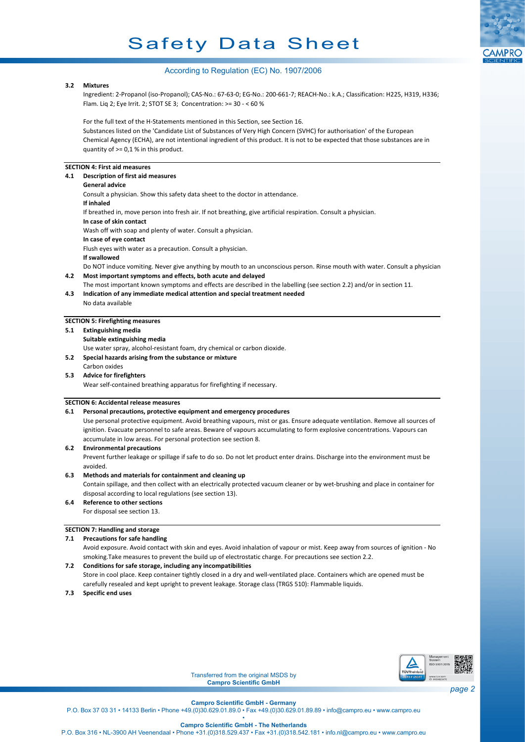### 3.2 Mixtures

Ingredient: 2-Propanol (iso-Propanol); CAS-No.: 67-63-0; EG-No.: 200-661-7; REACH-No.: k.A.; Classification: H225, H319, H336; Flam. Liq 2; Eye Irrit. 2; STOT SE 3; Concentration: >= 30 - < 60 %

For the full text of the H-Statements mentioned in this Section, see Section 16.

Substances listed on the 'Candidate List of Substances of Very High Concern (SVHC) for authorisation' of the European Chemical Agency (ECHA), are not intentional ingredient of this product. It is not to be expected that those substances are in quantity of >= 0,1 % in this product.

## SECTION 4: First aid measures

### 4.1 Description of first aid measures

**General advice**

Consult a physician. Show this safety data sheet to the doctor in attendance.

**If inhaled**

If breathed in, move person into fresh air. If not breathing, give artificial respiration. Consult a physician.

**In case of skin contact**

Wash off with soap and plenty of water. Consult a physician.

**In case of eye contact**

Flush eyes with water as a precaution. Consult a physician.

**If swallowed**

Do NOT induce vomiting. Never give anything by mouth to an unconscious person. Rinse mouth with water. Consult a physician

### 4.2 Most important symptoms and effects, both acute and delayed

The most important known symptoms and effects are described in the labelling (see section 2.2) and/or in section 11.

### 4.3 Indication of any immediate medical attention and special treatment needed

No data available

## SECTION 5: Firefighting measures

### 5.1 Extinguishing media

**Suitable extinguishing media**

Use water spray, alcohol-resistant foam, dry chemical or carbon dioxide.

### 5.2 Special hazards arising from the substance or mixture

Carbon oxides

### 5.3 Advice for firefighters

Wear self-contained breathing apparatus for firefighting if necessary.

## SECTION 6: Accidental release measures

### 6.1 Personal precautions, protective equipment and emergency procedures

Use personal protective equipment. Avoid breathing vapours, mist or gas. Ensure adequate ventilation. Remove all sources of ignition. Evacuate personnel to safe areas. Beware of vapours accumulating to form explosive concentrations. Vapours can accumulate in low areas. For personal protection see section 8.

### 6.2 Environmental precautions

Prevent further leakage or spillage if safe to do so. Do not let product enter drains. Discharge into the environment must be avoided.

### 6.3 Methods and materials for containment and cleaning up

Contain spillage, and then collect with an electrically protected vacuum cleaner or by wet-brushing and place in container for disposal according to local regulations (see section 13).

### 6.4 Reference to other sections

For disposal see section 13.

## SECTION 7: Handling and storage

### 7.1 Precautions for safe handling

Avoid exposure. Avoid contact with skin and eyes. Avoid inhalation of vapour or mist. Keep away from sources of ignition - No smoking.Take measures to prevent the build up of electrostatic charge. For precautions see section 2.2.

### 7.2 Conditions for safe storage, including any incompatibilities

Store in cool place. Keep container tightly closed in a dry and well-ventilated place. Containers which are opened must be carefully resealed and kept upright to prevent leakage. Storage class (TRGS 510): Flammable liquids.

### 7.3 Specific end uses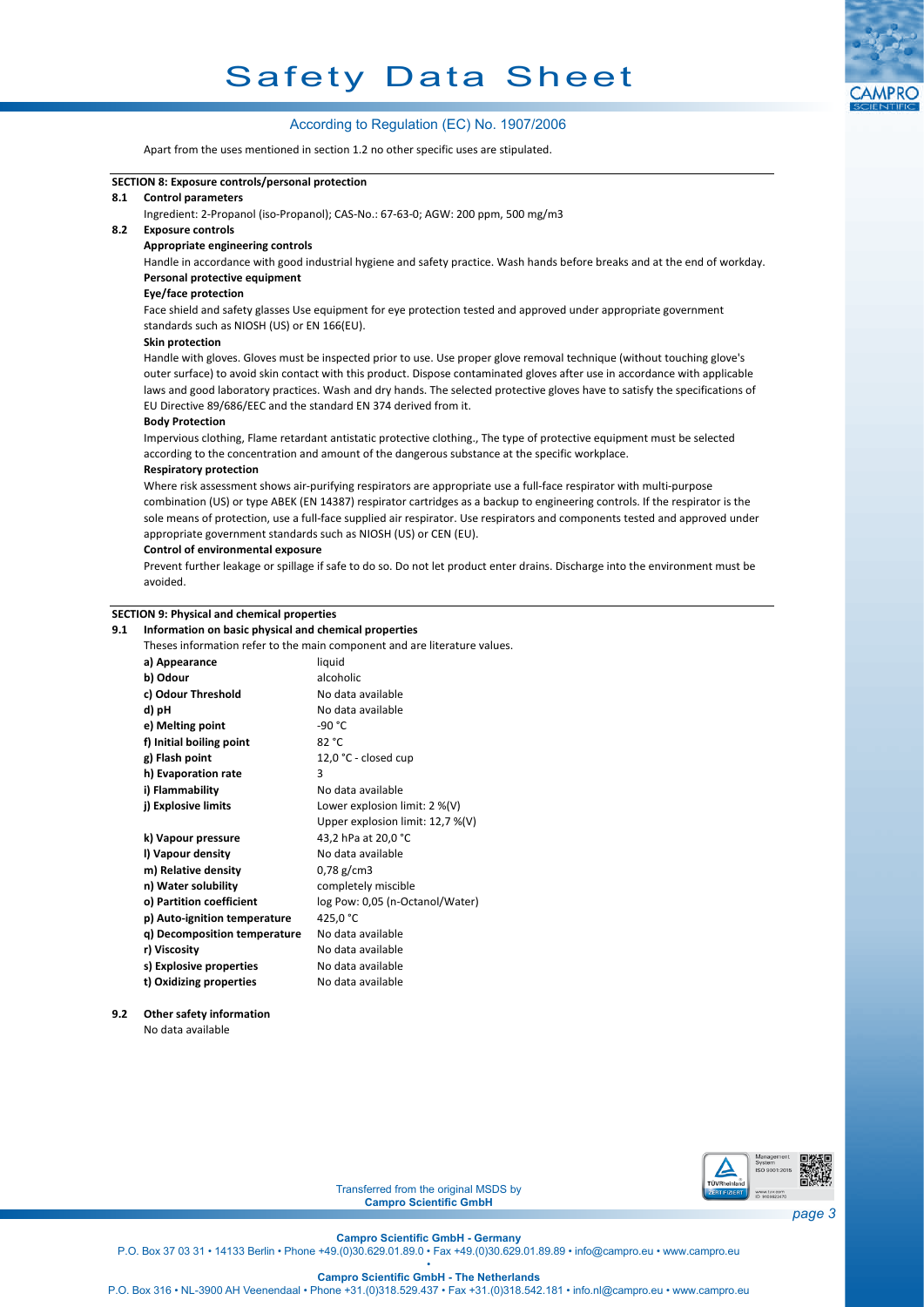Apart from the uses mentioned in section 1.2 no other specific uses are stipulated.

## SECTION 8: Exposure controls/personal protection

### 8.1 Control parameters

Ingredient: 2-Propanol (iso-Propanol); CAS-No.: 67-63-0; AGW: 200 ppm, 500 mg/m3

### 8.2 Exposure controls

**Appropriate engineering controls**

Handle in accordance with good industrial hygiene and safety practice. Wash hands before breaks and at the end of workday.

**Personal protective equipment**

**Eye/face protection**

Face shield and safety glasses Use equipment for eye protection tested and approved under appropriate government standards such as NIOSH (US) or EN 166(EU).

**Skin protection**

Handle with gloves. Gloves must be inspected prior to use. Use proper glove removal technique (without touching glove's outer surface) to avoid skin contact with this product. Dispose contaminated gloves after use in accordance with applicable laws and good laboratory practices. Wash and dry hands. The selected protective gloves have to satisfy the specifications of EU Directive 89/686/EEC and the standard EN 374 derived from it.

**Body Protection**

Impervious clothing, Flame retardant antistatic protective clothing., The type of protective equipment must be selected according to the concentration and amount of the dangerous substance at the specific workplace.

**Respiratory protection**

Where risk assessment shows air-purifying respirators are appropriate use a full-face respirator with multi-purpose combination (US) or type ABEK (EN 14387) respirator cartridges as a backup to engineering controls. If the respirator is the sole means of protection, use a full-face supplied air respirator. Use respirators and components tested and approved under appropriate government standards such as NIOSH (US) or CEN (EU).

**Control of environmental exposure**

Prevent further leakage or spillage if safe to do so. Do not let product enter drains. Discharge into the environment must be avoided.

## SECTION 9: Physical and chemical properties

### 9.1 Information on basic physical and chemical properties

Theses information refer to the main component and are literature values.

| | |
|---|---|
| **a) Appearance** | liquid |
| **b) Odour** | alcoholic |
| **c) Odour Threshold** | No data available |
| **d) pH** | No data available |
| **e) Melting point** | -90 °C |
| **f) Initial boiling point** | 82 °C |
| **g) Flash point** | 12,0 °C - closed cup |
| **h) Evaporation rate** | 3 |
| **i) Flammability** | No data available |
| **j) Explosive limits** | Lower explosion limit: 2 %(V)<br>Upper explosion limit: 12,7 %(V) |
| **k) Vapour pressure** | 43,2 hPa at 20,0 °C |
| **l) Vapour density** | No data available |
| **m) Relative density** | 0,78 g/cm3 |
| **n) Water solubility** | completely miscible |
| **o) Partition coefficient** | log Pow: 0,05 (n-Octanol/Water) |
| **p) Auto-ignition temperature** | 425,0 °C |
| **q) Decomposition temperature** | No data available |
| **r) Viscosity** | No data available |
| **s) Explosive properties** | No data available |
| **t) Oxidizing properties** | No data available |

### 9.2 Other safety information

No data available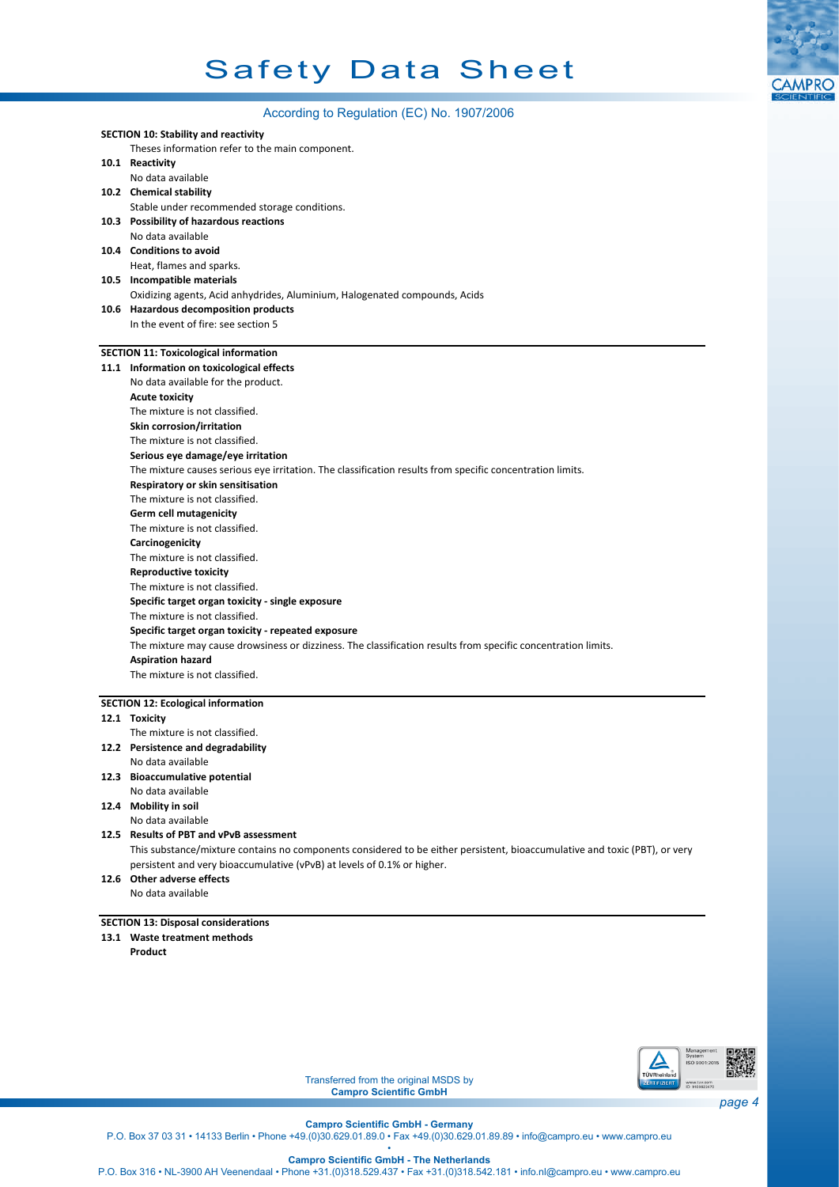## SECTION 10: Stability and reactivity

Theses information refer to the main component.

**10.1 Reactivity**

No data available

**10.2 Chemical stability**

Stable under recommended storage conditions.

**10.3 Possibility of hazardous reactions**

No data available

**10.4 Conditions to avoid**

Heat, flames and sparks.

**10.5 Incompatible materials**

Oxidizing agents, Acid anhydrides, Aluminium, Halogenated compounds, Acids

**10.6 Hazardous decomposition products**

In the event of fire: see section 5

## SECTION 11: Toxicological information

**11.1 Information on toxicological effects**

No data available for the product.

**Acute toxicity**

The mixture is not classified.

**Skin corrosion/irritation**

The mixture is not classified.

**Serious eye damage/eye irritation**

The mixture causes serious eye irritation. The classification results from specific concentration limits.

**Respiratory or skin sensitisation**

The mixture is not classified.

**Germ cell mutagenicity**

The mixture is not classified.

**Carcinogenicity**

The mixture is not classified.

**Reproductive toxicity**

The mixture is not classified.

**Specific target organ toxicity - single exposure**

The mixture is not classified.

**Specific target organ toxicity - repeated exposure**

The mixture may cause drowsiness or dizziness. The classification results from specific concentration limits.

**Aspiration hazard**

The mixture is not classified.

## SECTION 12: Ecological information

**12.1 Toxicity**

The mixture is not classified.

**12.2 Persistence and degradability**

No data available

**12.3 Bioaccumulative potential**

No data available

**12.4 Mobility in soil**

No data available

**12.5 Results of PBT and vPvB assessment**

This substance/mixture contains no components considered to be either persistent, bioaccumulative and toxic (PBT), or very persistent and very bioaccumulative (vPvB) at levels of 0.1% or higher.

**12.6 Other adverse effects**

No data available

## SECTION 13: Disposal considerations

**13.1 Waste treatment methods**

**Product**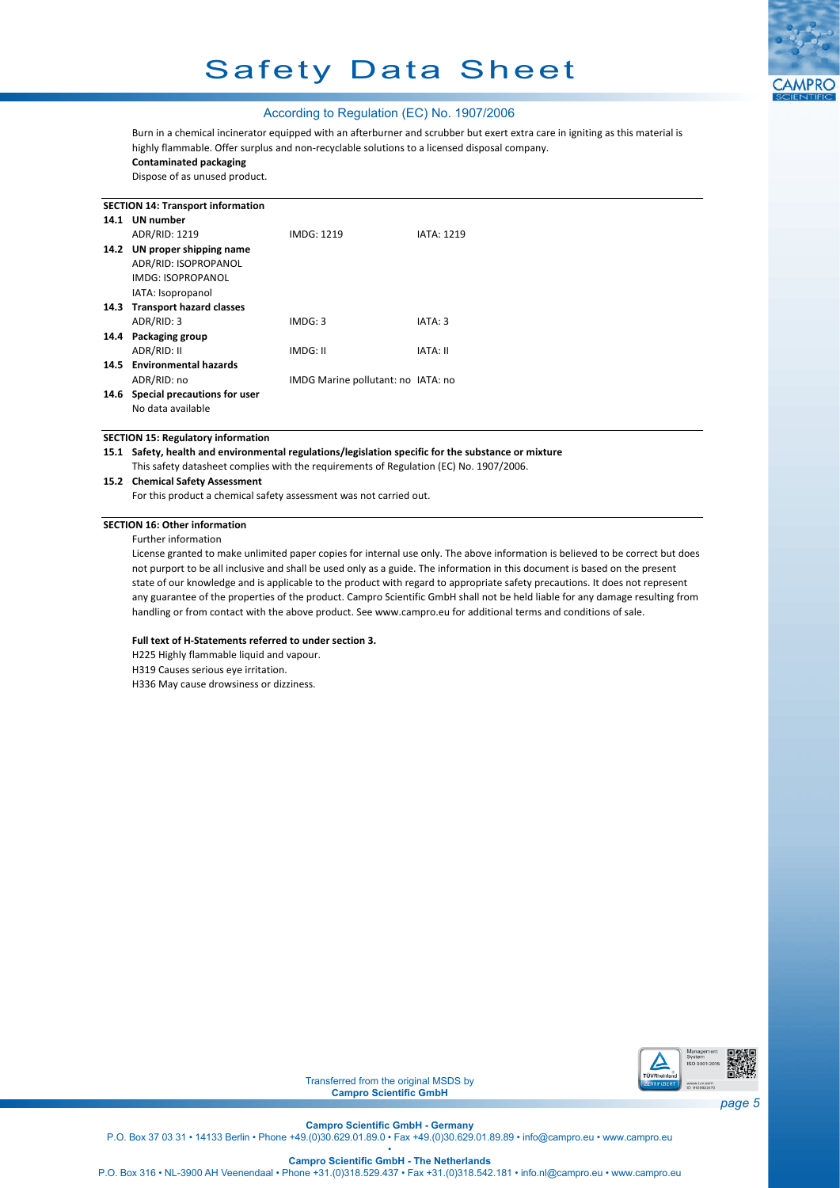Burn in a chemical incinerator equipped with an afterburner and scrubber but exert extra care in igniting as this material is highly flammable. Offer surplus and non-recyclable solutions to a licensed disposal company.

**Contaminated packaging**

Dispose of as unused product.

**SECTION 14: Transport information**

**14.1 UN number**

| | | |
|---|---|---|
| ADR/RID: 1219 | IMDG: 1219 | IATA: 1219 |

**14.2 UN proper shipping name**

ADR/RID: ISOPROPANOL

IMDG: ISOPROPANOL

IATA: Isopropanol

**14.3 Transport hazard classes**

| | | |
|---|---|---|
| ADR/RID: 3 | IMDG: 3 | IATA: 3 |

**14.4 Packaging group**

| | | |
|---|---|---|
| ADR/RID: II | IMDG: II | IATA: II |

**14.5 Environmental hazards**

| | | |
|---|---|---|
| ADR/RID: no | IMDG Marine pollutant: no | IATA: no |

**14.6 Special precautions for user**

No data available

**SECTION 15: Regulatory information**

**15.1 Safety, health and environmental regulations/legislation specific for the substance or mixture**

This safety datasheet complies with the requirements of Regulation (EC) No. 1907/2006.

**15.2 Chemical Safety Assessment**

For this product a chemical safety assessment was not carried out.

**SECTION 16: Other information**

Further information

License granted to make unlimited paper copies for internal use only. The above information is believed to be correct but does not purport to be all inclusive and shall be used only as a guide. The information in this document is based on the present state of our knowledge and is applicable to the product with regard to appropriate safety precautions. It does not represent any guarantee of the properties of the product. Campro Scientific GmbH shall not be held liable for any damage resulting from handling or from contact with the above product. See www.campro.eu for additional terms and conditions of sale.

**Full text of H-Statements referred to under section 3.**

H225 Highly flammable liquid and vapour.

H319 Causes serious eye irritation.

H336 May cause drowsiness or dizziness.